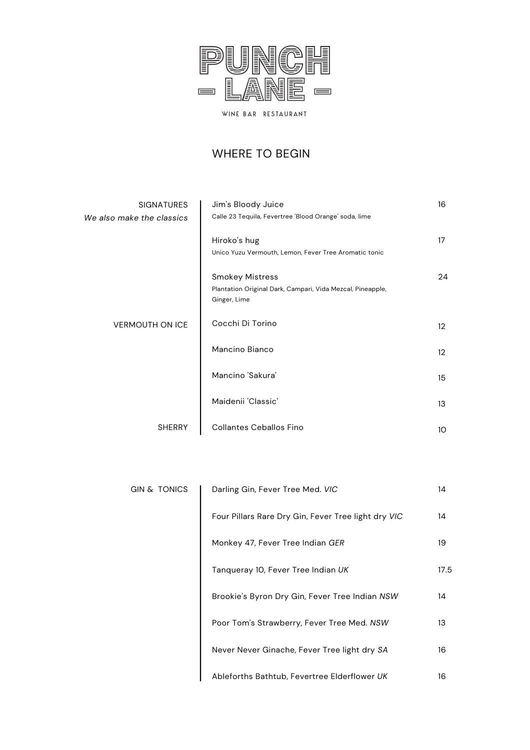# PUNCH - LANE -

WINE BAR RESTAURANT

## WHERE TO BEGIN

| | | |
|---|---|---|
| SIGNATURES *We also make the classics* | Jim's Bloody Juice<br>Calle 23 Tequila, Fevertree 'Blood Orange' soda, lime | 16 |
| | Hiroko's hug<br>Unico Yuzu Vermouth, Lemon, Fever Tree Aromatic tonic | 17 |
| | Smokey Mistress<br>Plantation Original Dark, Campari, Vida Mezcal, Pineapple, Ginger, Lime | 24 |
| VERMOUTH ON ICE | Cocchi Di Torino | 12 |
| | Mancino Bianco | 12 |
| | Mancino 'Sakura' | 15 |
| | Maidenii 'Classic' | 13 |
| SHERRY | Collantes Ceballos Fino | 10 |

| | | |
|---|---|---|
| GIN & TONICS | Darling Gin, Fever Tree Med. *VIC* | 14 |
| | Four Pillars Rare Dry Gin, Fever Tree light dry *VIC* | 14 |
| | Monkey 47, Fever Tree Indian *GER* | 19 |
| | Tanqueray 10, Fever Tree Indian *UK* | 17.5 |
| | Brookie's Byron Dry Gin, Fever Tree Indian *NSW* | 14 |
| | Poor Tom's Strawberry, Fever Tree Med. *NSW* | 13 |
| | Never Never Ginache, Fever Tree light dry *SA* | 16 |
| | Ableforths Bathtub, Fevertree Elderflower *UK* | 16 |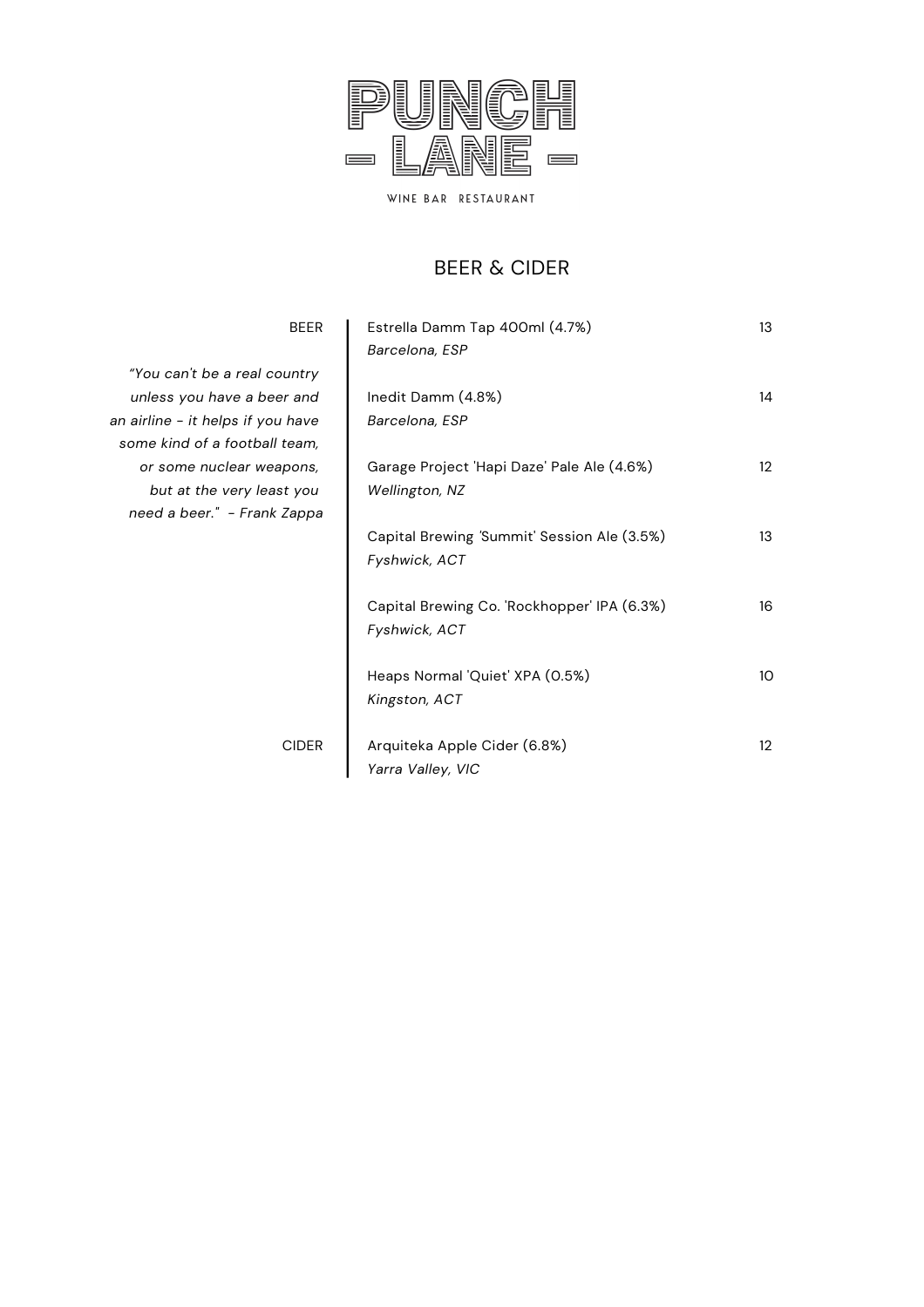# PUNCH – LANE –

WINE BAR RESTAURANT

## BEER & CIDER

### BEER

*"You can't be a real country unless you have a beer and an airline - it helps if you have some kind of a football team, or some nuclear weapons, but at the very least you need a beer." - Frank Zappa*

| Item | Price |
| --- | --- |
| Estrella Damm Tap 400ml (4.7%)<br>*Barcelona, ESP* | 13 |
| Inedit Damm (4.8%)<br>*Barcelona, ESP* | 14 |
| Garage Project 'Hapi Daze' Pale Ale (4.6%)<br>*Wellington, NZ* | 12 |
| Capital Brewing 'Summit' Session Ale (3.5%)<br>*Fyshwick, ACT* | 13 |
| Capital Brewing Co. 'Rockhopper' IPA (6.3%)<br>*Fyshwick, ACT* | 16 |
| Heaps Normal 'Quiet' XPA (0.5%)<br>*Kingston, ACT* | 10 |

### CIDER

| Item | Price |
| --- | --- |
| Arquiteka Apple Cider (6.8%)<br>*Yarra Valley, VIC* | 12 |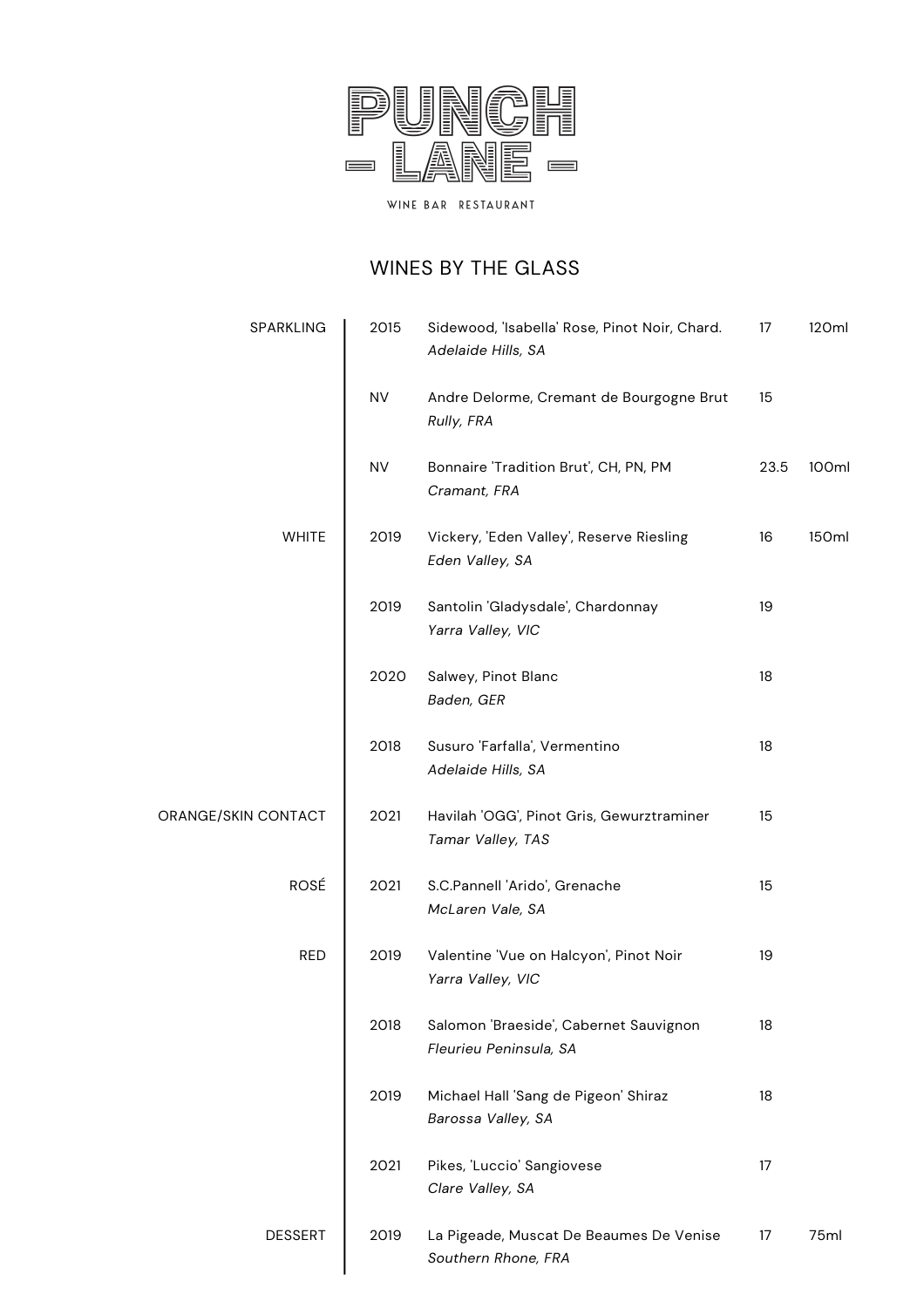# PUNCH – LANE –

WINE BAR RESTAURANT

## WINES BY THE GLASS

| Category | Vintage | Wine | Price | Serve |
|---|---|---|---|---|
| SPARKLING | 2015 | Sidewood, 'Isabella' Rose, Pinot Noir, Chard. *Adelaide Hills, SA* | 17 | 120ml |
| | NV | Andre Delorme, Cremant de Bourgogne Brut *Rully, FRA* | 15 | |
| | NV | Bonnaire 'Tradition Brut', CH, PN, PM *Cramant, FRA* | 23.5 | 100ml |
| WHITE | 2019 | Vickery, 'Eden Valley', Reserve Riesling *Eden Valley, SA* | 16 | 150ml |
| | 2019 | Santolin 'Gladysdale', Chardonnay *Yarra Valley, VIC* | 19 | |
| | 2020 | Salwey, Pinot Blanc *Baden, GER* | 18 | |
| | 2018 | Susuro 'Farfalla', Vermentino *Adelaide Hills, SA* | 18 | |
| ORANGE/SKIN CONTACT | 2021 | Havilah 'OGG', Pinot Gris, Gewurztraminer *Tamar Valley, TAS* | 15 | |
| ROSÉ | 2021 | S.C.Pannell 'Arido', Grenache *McLaren Vale, SA* | 15 | |
| RED | 2019 | Valentine 'Vue on Halcyon', Pinot Noir *Yarra Valley, VIC* | 19 | |
| | 2018 | Salomon 'Braeside', Cabernet Sauvignon *Fleurieu Peninsula, SA* | 18 | |
| | 2019 | Michael Hall 'Sang de Pigeon' Shiraz *Barossa Valley, SA* | 18 | |
| | 2021 | Pikes, 'Luccio' Sangiovese *Clare Valley, SA* | 17 | |
| DESSERT | 2019 | La Pigeade, Muscat De Beaumes De Venise *Southern Rhone, FRA* | 17 | 75ml |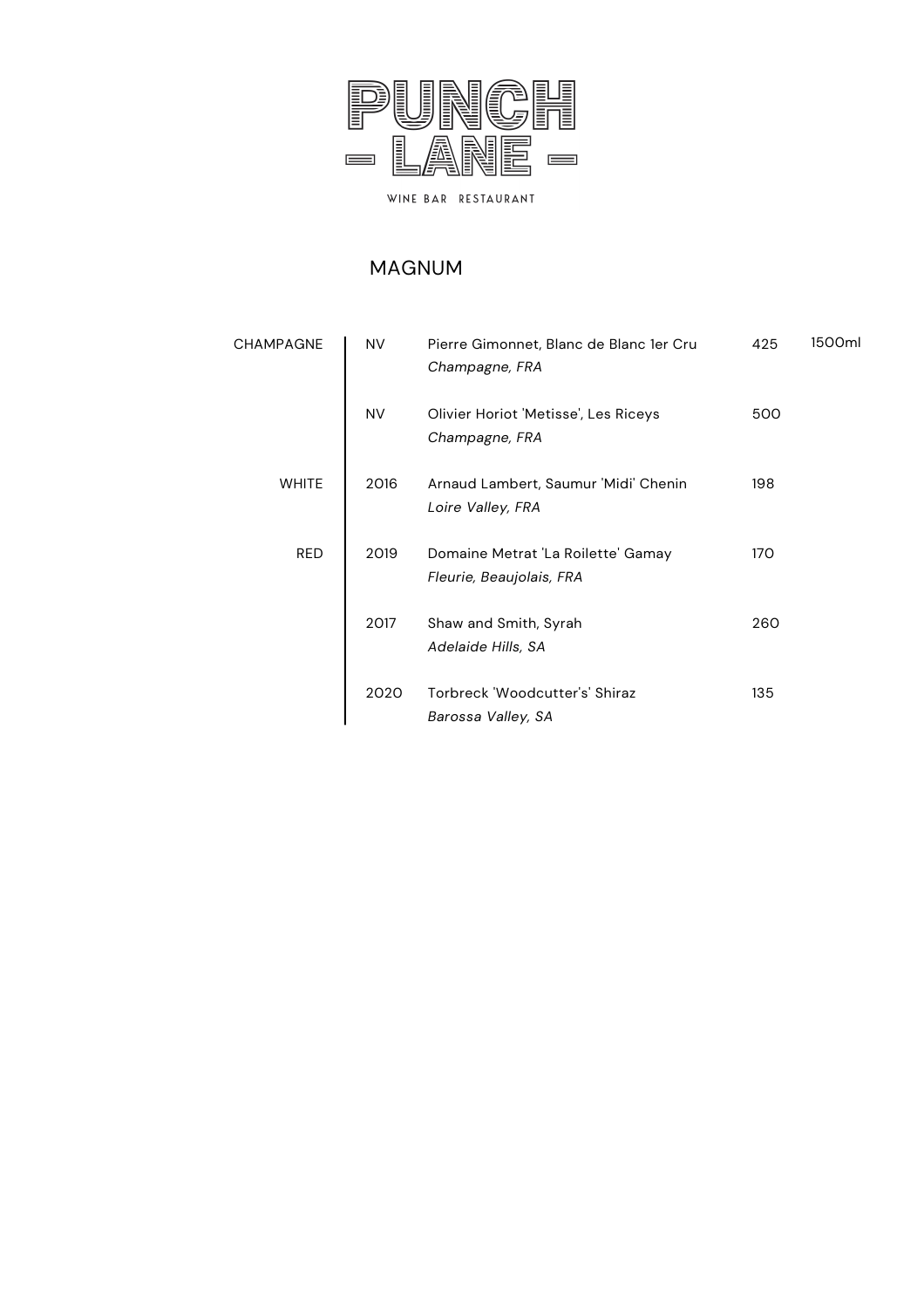# PUNCH LANE

WINE BAR RESTAURANT

## MAGNUM

| | | | | |
|---|---|---|---|---|
| CHAMPAGNE | NV | Pierre Gimonnet, Blanc de Blanc 1er Cru<br>*Champagne, FRA* | 425 | 1500ml |
| | NV | Olivier Horiot 'Metisse', Les Riceys<br>*Champagne, FRA* | 500 | |
| WHITE | 2016 | Arnaud Lambert, Saumur 'Midi' Chenin<br>*Loire Valley, FRA* | 198 | |
| RED | 2019 | Domaine Metrat 'La Roilette' Gamay<br>*Fleurie, Beaujolais, FRA* | 170 | |
| | 2017 | Shaw and Smith, Syrah<br>*Adelaide Hills, SA* | 260 | |
| | 2020 | Torbreck 'Woodcutter's' Shiraz<br>*Barossa Valley, SA* | 135 | |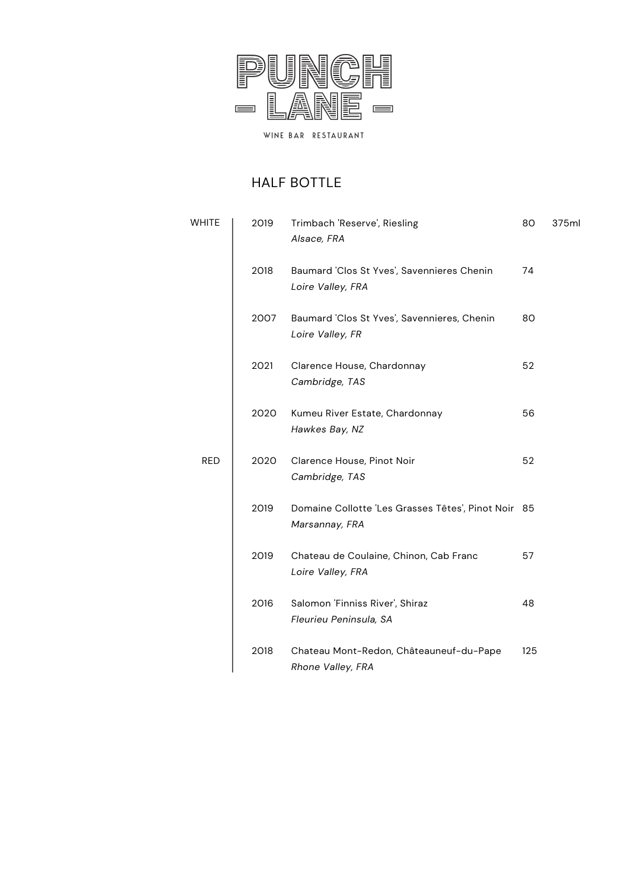# PUNCH - LANE -

WINE BAR RESTAURANT

## HALF BOTTLE

| | Vintage | Wine | Price | |
|---|---|---|---|---|
| WHITE | 2019 | Trimbach 'Reserve', Riesling<br>*Alsace, FRA* | 80 | 375ml |
| | 2018 | Baumard 'Clos St Yves', Savennieres Chenin<br>*Loire Valley, FRA* | 74 | |
| | 2007 | Baumard 'Clos St Yves', Savennieres, Chenin<br>*Loire Valley, FR* | 80 | |
| | 2021 | Clarence House, Chardonnay<br>*Cambridge, TAS* | 52 | |
| | 2020 | Kumeu River Estate, Chardonnay<br>*Hawkes Bay, NZ* | 56 | |
| RED | 2020 | Clarence House, Pinot Noir<br>*Cambridge, TAS* | 52 | |
| | 2019 | Domaine Collotte 'Les Grasses Têtes', Pinot Noir<br>*Marsannay, FRA* | 85 | |
| | 2019 | Chateau de Coulaine, Chinon, Cab Franc<br>*Loire Valley, FRA* | 57 | |
| | 2016 | Salomon 'Finniss River', Shiraz<br>*Fleurieu Peninsula, SA* | 48 | |
| | 2018 | Chateau Mont-Redon, Châteauneuf-du-Pape<br>*Rhone Valley, FRA* | 125 | |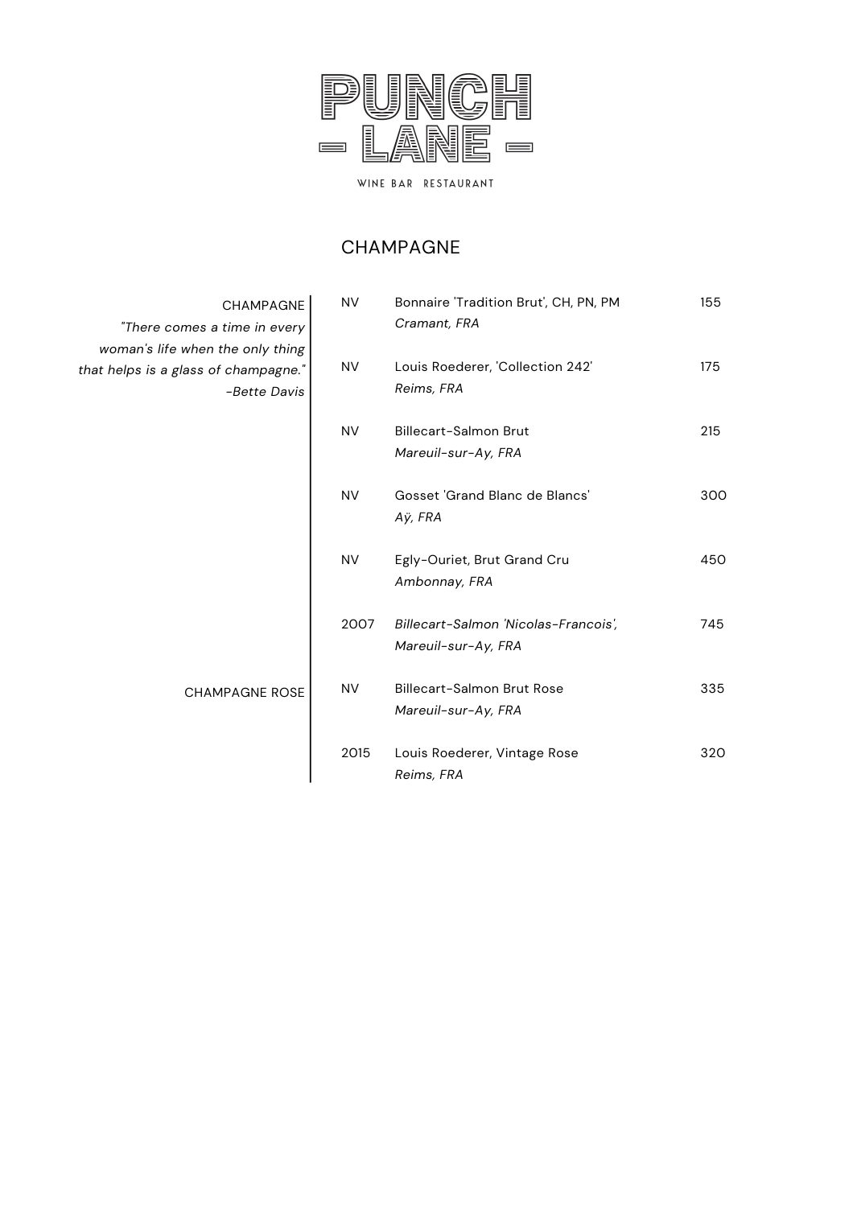# PUNCH - LANE -

WINE BAR RESTAURANT

## CHAMPAGNE

CHAMPAGNE

*"There comes a time in every woman's life when the only thing that helps is a glass of champagne."*
*-Bette Davis*

| | | |
|---|---|---|
| NV | Bonnaire 'Tradition Brut', CH, PN, PM<br>*Cramant, FRA* | 155 |
| NV | Louis Roederer, 'Collection 242'<br>*Reims, FRA* | 175 |
| NV | Billecart-Salmon Brut<br>*Mareuil-sur-Ay, FRA* | 215 |
| NV | Gosset 'Grand Blanc de Blancs'<br>*Aÿ, FRA* | 300 |
| NV | Egly-Ouriet, Brut Grand Cru<br>*Ambonnay, FRA* | 450 |
| 2007 | *Billecart-Salmon 'Nicolas-Francois',*<br>*Mareuil-sur-Ay, FRA* | 745 |

CHAMPAGNE ROSE

| | | |
|---|---|---|
| NV | Billecart-Salmon Brut Rose<br>*Mareuil-sur-Ay, FRA* | 335 |
| 2015 | Louis Roederer, Vintage Rose<br>*Reims, FRA* | 320 |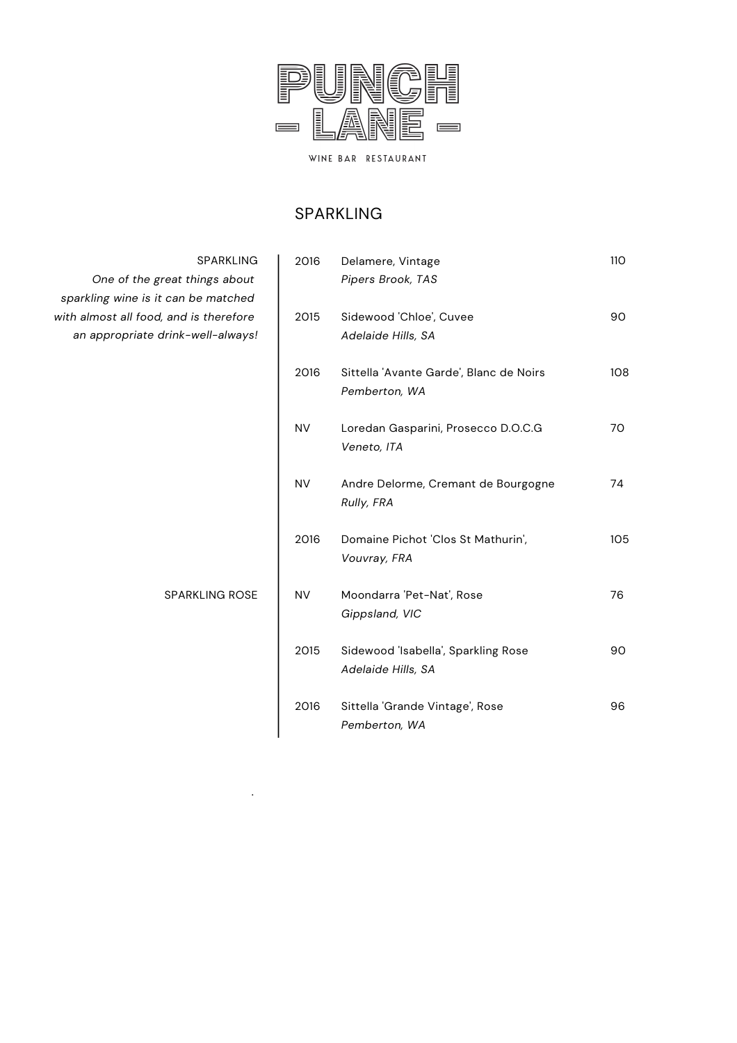# PUNCH LANE

WINE BAR RESTAURANT

## SPARKLING

### SPARKLING

*One of the great things about sparkling wine is it can be matched with almost all food, and is therefore an appropriate drink-well-always!*

| Vintage | Wine | Price |
|---|---|---|
| 2016 | Delamere, Vintage<br>*Pipers Brook, TAS* | 110 |
| 2015 | Sidewood 'Chloe', Cuvee<br>*Adelaide Hills, SA* | 90 |
| 2016 | Sittella 'Avante Garde', Blanc de Noirs<br>*Pemberton, WA* | 108 |
| NV | Loredan Gasparini, Prosecco D.O.C.G<br>*Veneto, ITA* | 70 |
| NV | Andre Delorme, Cremant de Bourgogne<br>*Rully, FRA* | 74 |
| 2016 | Domaine Pichot 'Clos St Mathurin',<br>*Vouvray, FRA* | 105 |

### SPARKLING ROSE

| Vintage | Wine | Price |
|---|---|---|
| NV | Moondarra 'Pet-Nat', Rose<br>*Gippsland, VIC* | 76 |
| 2015 | Sidewood 'Isabella', Sparkling Rose<br>*Adelaide Hills, SA* | 90 |
| 2016 | Sittella 'Grande Vintage', Rose<br>*Pemberton, WA* | 96 |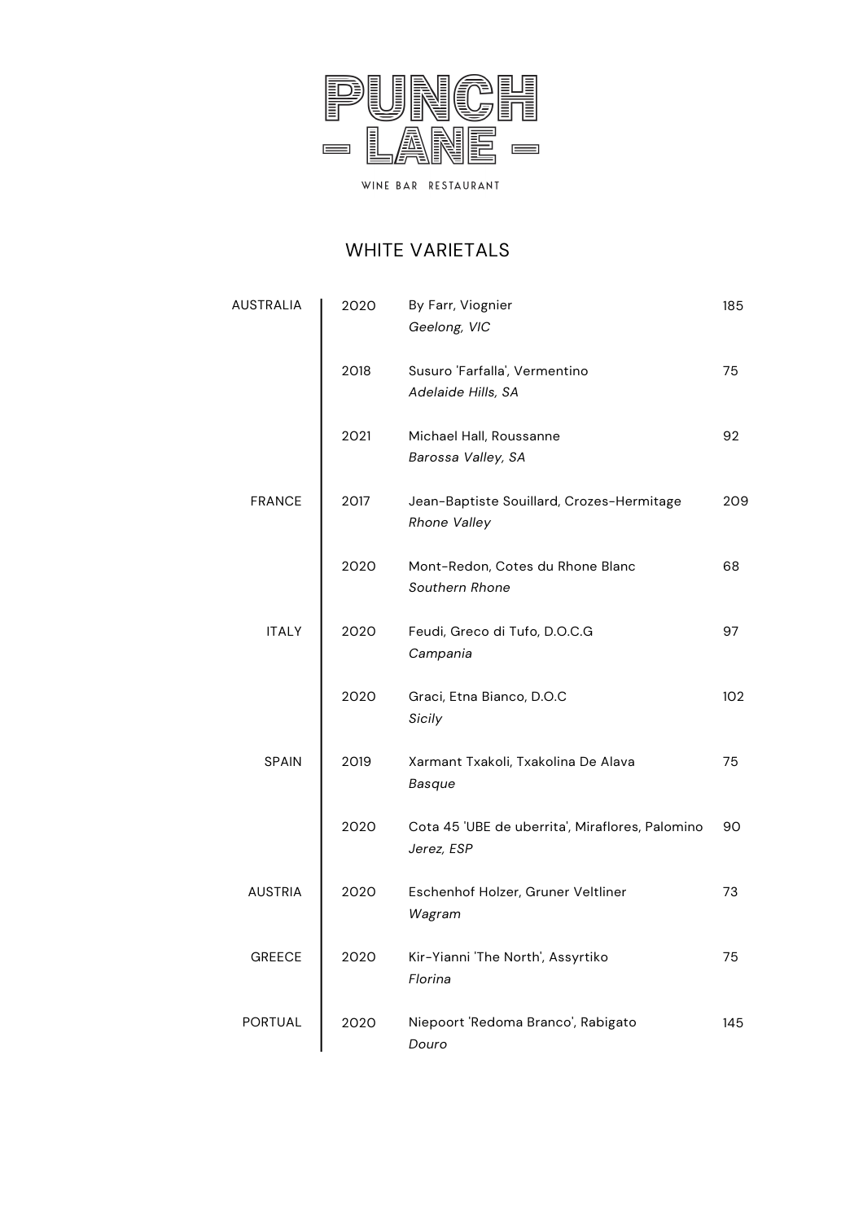# PUNCH - LANE -

WINE BAR RESTAURANT

## WHITE VARIETALS

| | | | |
|---|---|---|---|
| AUSTRALIA | 2020 | By Farr, Viognier<br>*Geelong, VIC* | 185 |
| | 2018 | Susuro 'Farfalla', Vermentino<br>*Adelaide Hills, SA* | 75 |
| | 2021 | Michael Hall, Roussanne<br>*Barossa Valley, SA* | 92 |
| FRANCE | 2017 | Jean-Baptiste Souillard, Crozes-Hermitage<br>*Rhone Valley* | 209 |
| | 2020 | Mont-Redon, Cotes du Rhone Blanc<br>*Southern Rhone* | 68 |
| ITALY | 2020 | Feudi, Greco di Tufo, D.O.C.G<br>*Campania* | 97 |
| | 2020 | Graci, Etna Bianco, D.O.C<br>*Sicily* | 102 |
| SPAIN | 2019 | Xarmant Txakoli, Txakolina De Alava<br>*Basque* | 75 |
| | 2020 | Cota 45 'UBE de uberrita', Miraflores, Palomino<br>*Jerez, ESP* | 90 |
| AUSTRIA | 2020 | Eschenhof Holzer, Gruner Veltliner<br>*Wagram* | 73 |
| GREECE | 2020 | Kir-Yianni 'The North', Assyrtiko<br>*Florina* | 75 |
| PORTUAL | 2020 | Niepoort 'Redoma Branco', Rabigato<br>*Douro* | 145 |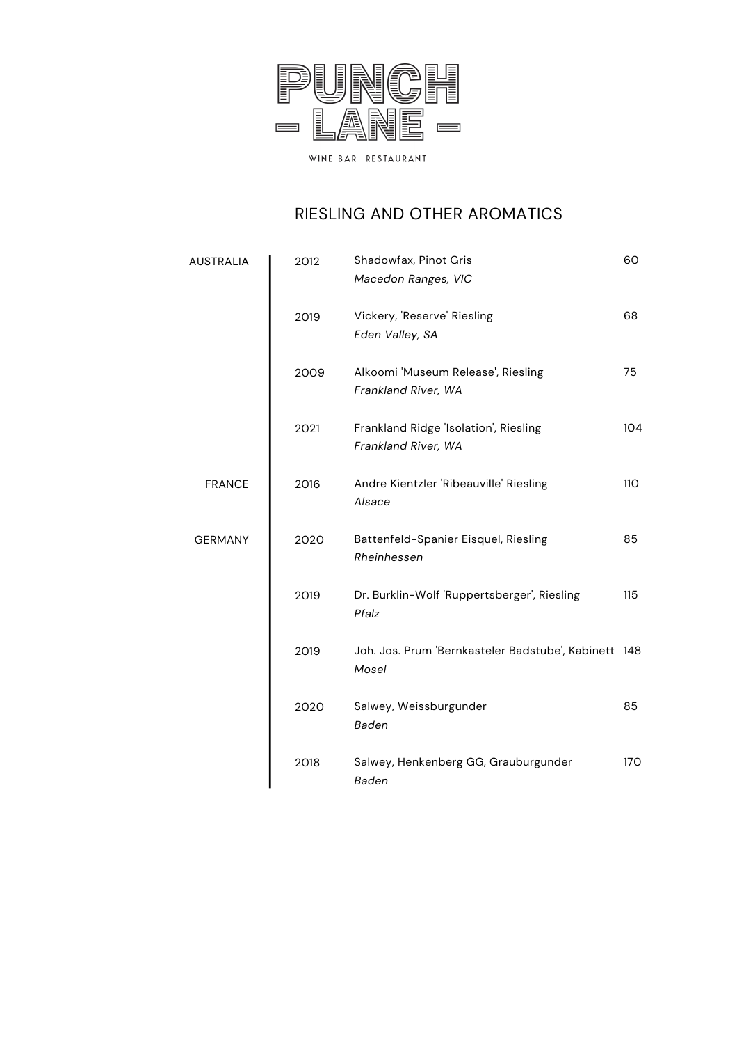# PUNCH - LANE -

WINE BAR RESTAURANT

## RIESLING AND OTHER AROMATICS

| Country | Vintage | Wine | Price |
|---|---|---|---|
| AUSTRALIA | 2012 | Shadowfax, Pinot Gris<br>*Macedon Ranges, VIC* | 60 |
| | 2019 | Vickery, 'Reserve' Riesling<br>*Eden Valley, SA* | 68 |
| | 2009 | Alkoomi 'Museum Release', Riesling<br>*Frankland River, WA* | 75 |
| | 2021 | Frankland Ridge 'Isolation', Riesling<br>*Frankland River, WA* | 104 |
| FRANCE | 2016 | Andre Kientzler 'Ribeauville' Riesling<br>*Alsace* | 110 |
| GERMANY | 2020 | Battenfeld-Spanier Eisquel, Riesling<br>*Rheinhessen* | 85 |
| | 2019 | Dr. Burklin-Wolf 'Ruppertsberger', Riesling<br>*Pfalz* | 115 |
| | 2019 | Joh. Jos. Prum 'Bernkasteler Badstube', Kabinett<br>*Mosel* | 148 |
| | 2020 | Salwey, Weissburgunder<br>*Baden* | 85 |
| | 2018 | Salwey, Henkenberg GG, Grauburgunder<br>*Baden* | 170 |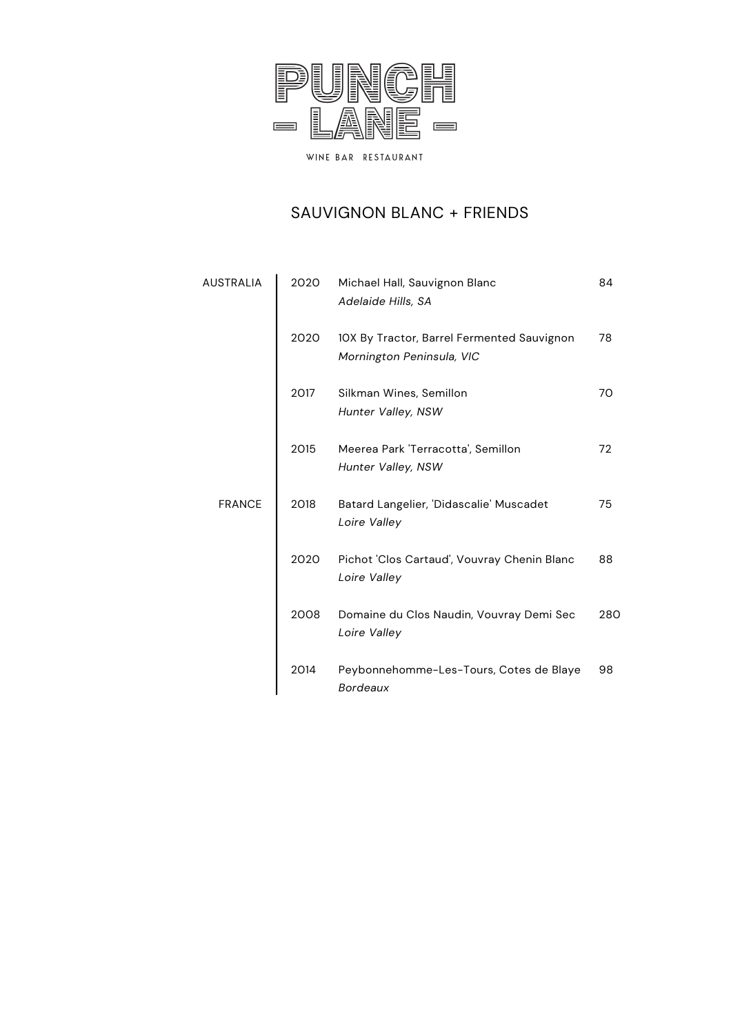# PUNCH LANE

WINE BAR RESTAURANT

## SAUVIGNON BLANC + FRIENDS

| | | | |
|---|---|---|---|
| AUSTRALIA | 2020 | Michael Hall, Sauvignon Blanc<br>*Adelaide Hills, SA* | 84 |
| | 2020 | 10X By Tractor, Barrel Fermented Sauvignon<br>*Mornington Peninsula, VIC* | 78 |
| | 2017 | Silkman Wines, Semillon<br>*Hunter Valley, NSW* | 70 |
| | 2015 | Meerea Park 'Terracotta', Semillon<br>*Hunter Valley, NSW* | 72 |
| FRANCE | 2018 | Batard Langelier, 'Didascalie' Muscadet<br>*Loire Valley* | 75 |
| | 2020 | Pichot 'Clos Cartaud', Vouvray Chenin Blanc<br>*Loire Valley* | 88 |
| | 2008 | Domaine du Clos Naudin, Vouvray Demi Sec<br>*Loire Valley* | 280 |
| | 2014 | Peybonnehomme-Les-Tours, Cotes de Blaye<br>*Bordeaux* | 98 |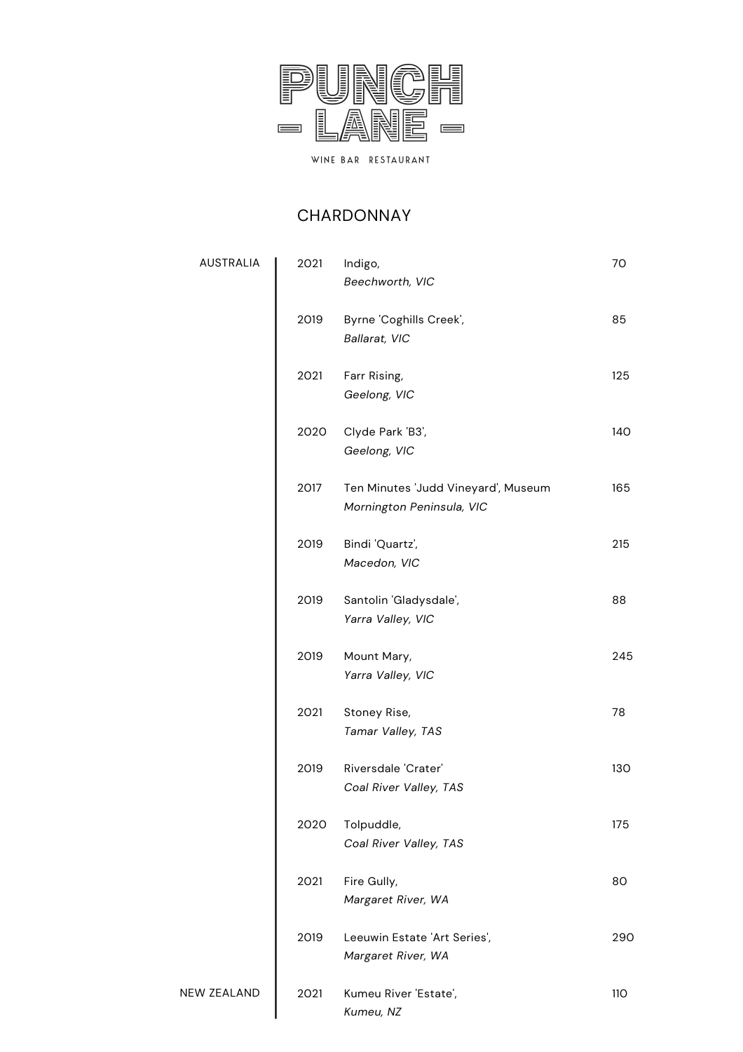# PUNCH LANE

WINE BAR RESTAURANT

## CHARDONNAY

| Region | Vintage | Wine | Price |
| --- | --- | --- | --- |
| AUSTRALIA | 2021 | Indigo,<br>*Beechworth, VIC* | 70 |
| | 2019 | Byrne 'Coghills Creek',<br>*Ballarat, VIC* | 85 |
| | 2021 | Farr Rising,<br>*Geelong, VIC* | 125 |
| | 2020 | Clyde Park 'B3',<br>*Geelong, VIC* | 140 |
| | 2017 | Ten Minutes 'Judd Vineyard', Museum<br>*Mornington Peninsula, VIC* | 165 |
| | 2019 | Bindi 'Quartz',<br>*Macedon, VIC* | 215 |
| | 2019 | Santolin 'Gladysdale',<br>*Yarra Valley, VIC* | 88 |
| | 2019 | Mount Mary,<br>*Yarra Valley, VIC* | 245 |
| | 2021 | Stoney Rise,<br>*Tamar Valley, TAS* | 78 |
| | 2019 | Riversdale 'Crater'<br>*Coal River Valley, TAS* | 130 |
| | 2020 | Tolpuddle,<br>*Coal River Valley, TAS* | 175 |
| | 2021 | Fire Gully,<br>*Margaret River, WA* | 80 |
| | 2019 | Leeuwin Estate 'Art Series',<br>*Margaret River, WA* | 290 |
| NEW ZEALAND | 2021 | Kumeu River 'Estate',<br>*Kumeu, NZ* | 110 |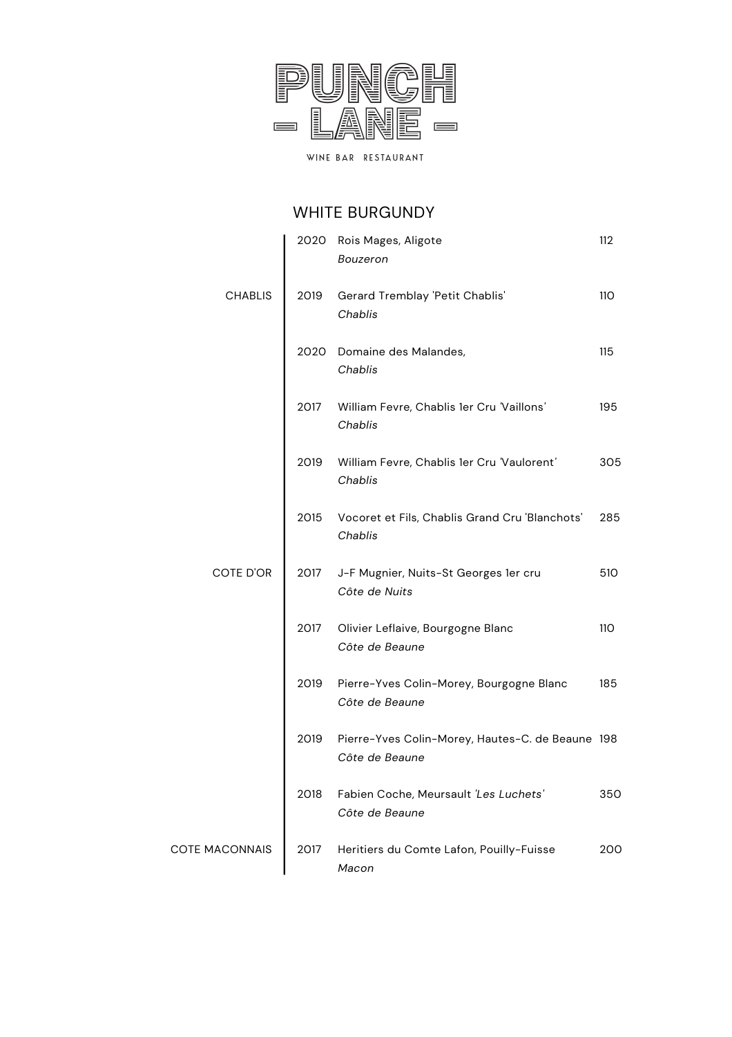# PUNCH - LANE -

WINE BAR RESTAURANT

## WHITE BURGUNDY

| Region | Vintage | Wine | Price |
|---|---|---|---|
| | 2020 | Rois Mages, Aligote<br>*Bouzeron* | 112 |
| CHABLIS | 2019 | Gerard Tremblay 'Petit Chablis'<br>*Chablis* | 110 |
| | 2020 | Domaine des Malandes,<br>*Chablis* | 115 |
| | 2017 | William Fevre, Chablis 1er Cru 'Vaillons'<br>*Chablis* | 195 |
| | 2019 | William Fevre, Chablis 1er Cru 'Vaulorent'<br>*Chablis* | 305 |
| | 2015 | Vocoret et Fils, Chablis Grand Cru 'Blanchots'<br>*Chablis* | 285 |
| COTE D'OR | 2017 | J-F Mugnier, Nuits-St Georges 1er cru<br>*Côte de Nuits* | 510 |
| | 2017 | Olivier Leflaive, Bourgogne Blanc<br>*Côte de Beaune* | 110 |
| | 2019 | Pierre-Yves Colin-Morey, Bourgogne Blanc<br>*Côte de Beaune* | 185 |
| | 2019 | Pierre-Yves Colin-Morey, Hautes-C. de Beaune<br>*Côte de Beaune* | 198 |
| | 2018 | Fabien Coche, Meursault *'Les Luchets'*<br>*Côte de Beaune* | 350 |
| COTE MACONNAIS | 2017 | Heritiers du Comte Lafon, Pouilly-Fuisse<br>*Macon* | 200 |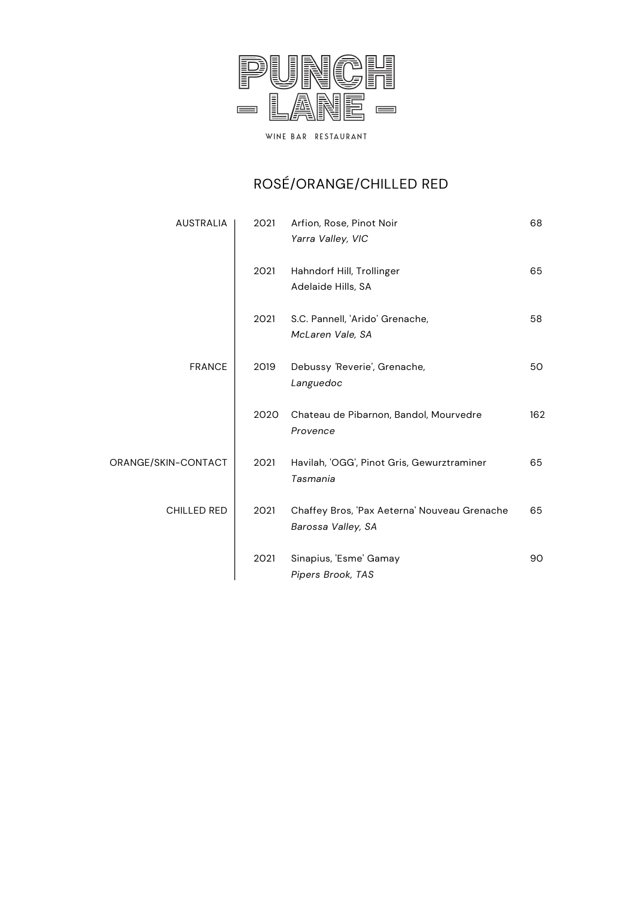# PUNCH - LANE -

WINE BAR RESTAURANT

## ROSÉ/ORANGE/CHILLED RED

| | | | |
|---|---|---|---|
| AUSTRALIA | 2021 | Arfion, Rose, Pinot Noir<br>*Yarra Valley, VIC* | 68 |
| | 2021 | Hahndorf Hill, Trollinger<br>Adelaide Hills, SA | 65 |
| | 2021 | S.C. Pannell, 'Arido' Grenache,<br>*McLaren Vale, SA* | 58 |
| FRANCE | 2019 | Debussy 'Reverie', Grenache,<br>*Languedoc* | 50 |
| | 2020 | Chateau de Pibarnon, Bandol, Mourvedre<br>*Provence* | 162 |
| ORANGE/SKIN-CONTACT | 2021 | Havilah, 'OGG', Pinot Gris, Gewurztraminer<br>*Tasmania* | 65 |
| CHILLED RED | 2021 | Chaffey Bros, 'Pax Aeterna' Nouveau Grenache<br>*Barossa Valley, SA* | 65 |
| | 2021 | Sinapius, 'Esme' Gamay<br>*Pipers Brook, TAS* | 90 |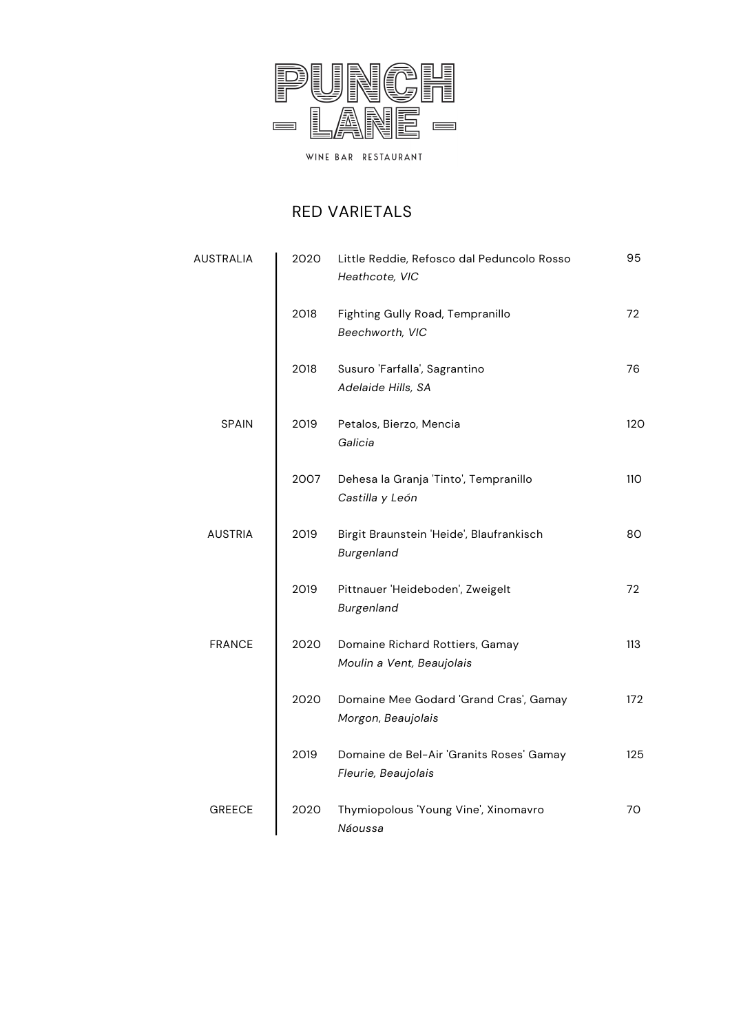# PUNCH LANE

WINE BAR RESTAURANT

## RED VARIETALS

| Country | Vintage | Wine | Price |
|---|---|---|---|
| AUSTRALIA | 2020 | Little Reddie, Refosco dal Peduncolo Rosso<br>*Heathcote, VIC* | 95 |
| | 2018 | Fighting Gully Road, Tempranillo<br>*Beechworth, VIC* | 72 |
| | 2018 | Susuro 'Farfalla', Sagrantino<br>*Adelaide Hills, SA* | 76 |
| SPAIN | 2019 | Petalos, Bierzo, Mencia<br>*Galicia* | 120 |
| | 2007 | Dehesa la Granja 'Tinto', Tempranillo<br>*Castilla y León* | 110 |
| AUSTRIA | 2019 | Birgit Braunstein 'Heide', Blaufrankisch<br>*Burgenland* | 80 |
| | 2019 | Pittnauer 'Heideboden', Zweigelt<br>*Burgenland* | 72 |
| FRANCE | 2020 | Domaine Richard Rottiers, Gamay<br>*Moulin a Vent, Beaujolais* | 113 |
| | 2020 | Domaine Mee Godard 'Grand Cras', Gamay<br>*Morgon, Beaujolais* | 172 |
| | 2019 | Domaine de Bel-Air 'Granits Roses' Gamay<br>*Fleurie, Beaujolais* | 125 |
| GREECE | 2020 | Thymiopolous 'Young Vine', Xinomavro<br>*Náoussa* | 70 |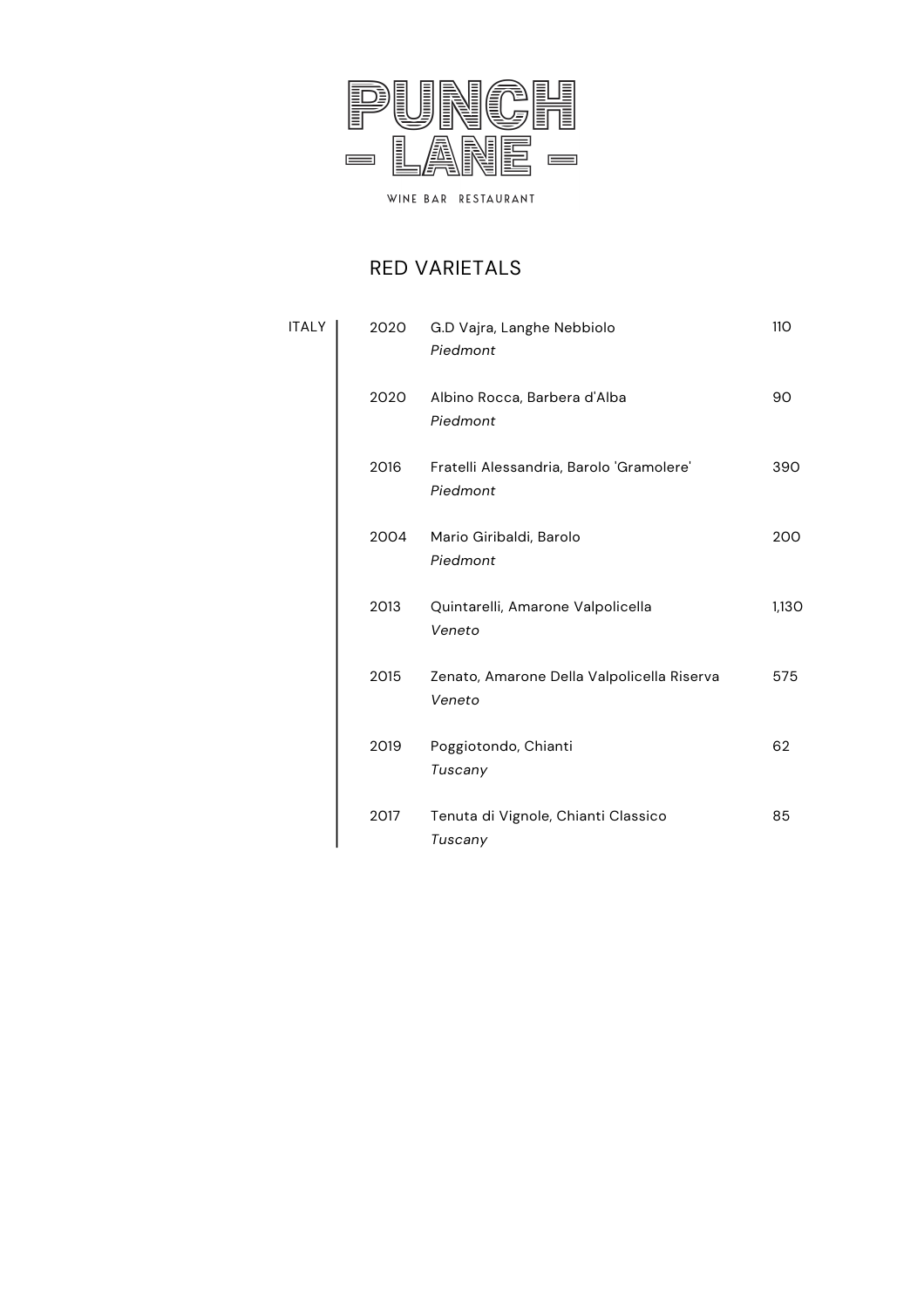# PUNCH - LANE -

WINE BAR RESTAURANT

## RED VARIETALS

| | | | |
|---|---|---|---|
| ITALY | 2020 | G.D Vajra, Langhe Nebbiolo<br>*Piedmont* | 110 |
| | 2020 | Albino Rocca, Barbera d'Alba<br>*Piedmont* | 90 |
| | 2016 | Fratelli Alessandria, Barolo 'Gramolere'<br>*Piedmont* | 390 |
| | 2004 | Mario Giribaldi, Barolo<br>*Piedmont* | 200 |
| | 2013 | Quintarelli, Amarone Valpolicella<br>*Veneto* | 1,130 |
| | 2015 | Zenato, Amarone Della Valpolicella Riserva<br>*Veneto* | 575 |
| | 2019 | Poggiotondo, Chianti<br>*Tuscany* | 62 |
| | 2017 | Tenuta di Vignole, Chianti Classico<br>*Tuscany* | 85 |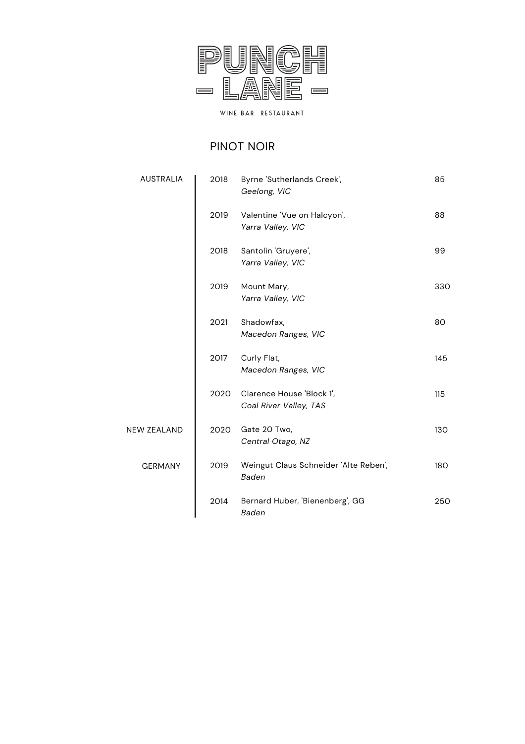# PUNCH – LANE –

WINE BAR RESTAURANT

## PINOT NOIR

| Region | Vintage | Wine | Price |
|---|---|---|---|
| AUSTRALIA | 2018 | Byrne 'Sutherlands Creek', *Geelong, VIC* | 85 |
| | 2019 | Valentine 'Vue on Halcyon', *Yarra Valley, VIC* | 88 |
| | 2018 | Santolin 'Gruyere', *Yarra Valley, VIC* | 99 |
| | 2019 | Mount Mary, *Yarra Valley, VIC* | 330 |
| | 2021 | Shadowfax, *Macedon Ranges, VIC* | 80 |
| | 2017 | Curly Flat, *Macedon Ranges, VIC* | 145 |
| | 2020 | Clarence House 'Block 1', *Coal River Valley, TAS* | 115 |
| NEW ZEALAND | 2020 | Gate 20 Two, *Central Otago, NZ* | 130 |
| GERMANY | 2019 | Weingut Claus Schneider 'Alte Reben', *Baden* | 180 |
| | 2014 | Bernard Huber, 'Bienenberg', GG *Baden* | 250 |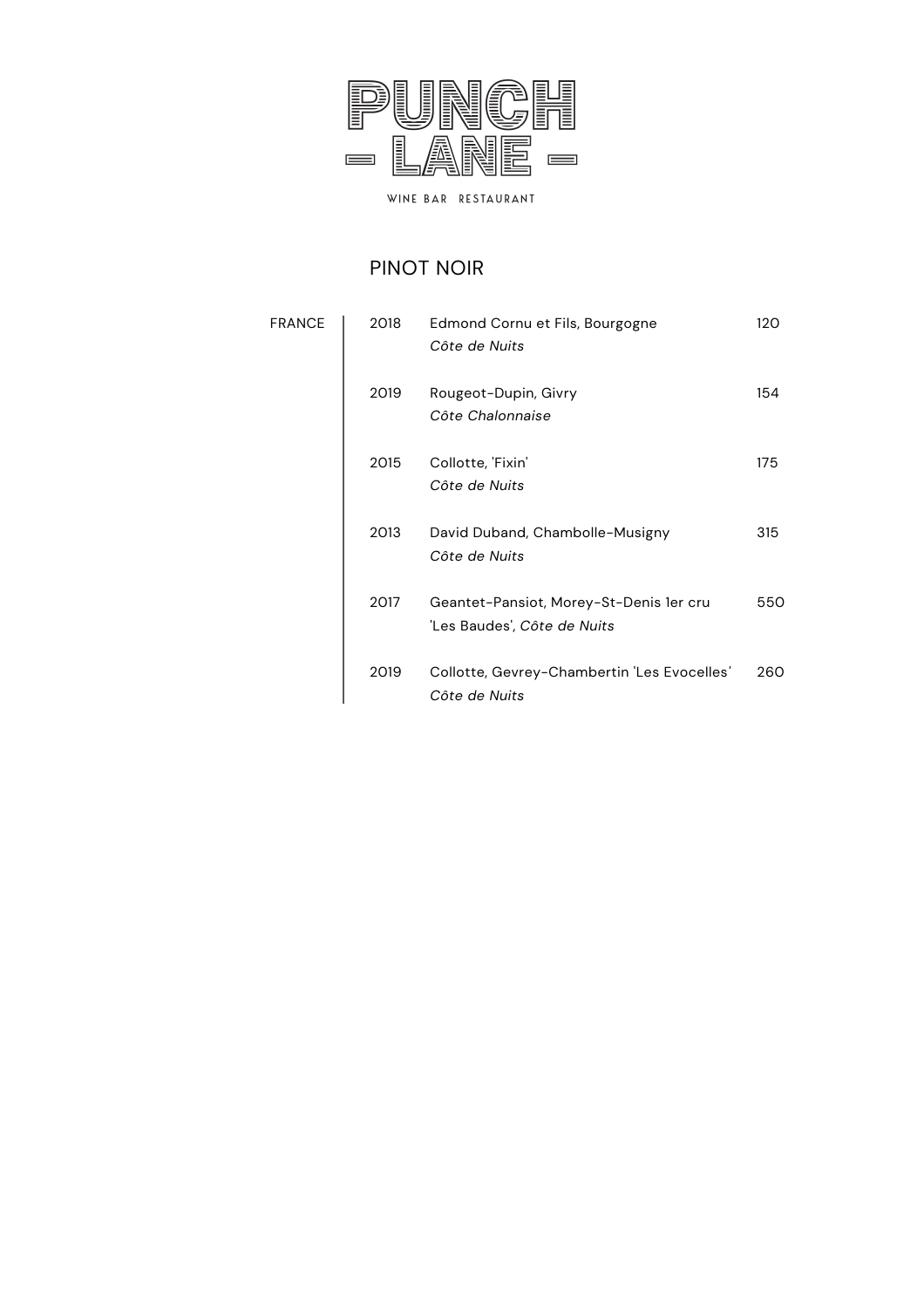PUNCH
- LANE -

WINE BAR RESTAURANT

## PINOT NOIR

| | | | |
|---|---|---|---|
| FRANCE | 2018 | Edmond Cornu et Fils, Bourgogne<br>*Côte de Nuits* | 120 |
| | 2019 | Rougeot-Dupin, Givry<br>*Côte Chalonnaise* | 154 |
| | 2015 | Collotte, 'Fixin'<br>*Côte de Nuits* | 175 |
| | 2013 | David Duband, Chambolle-Musigny<br>*Côte de Nuits* | 315 |
| | 2017 | Geantet-Pansiot, Morey-St-Denis 1er cru<br>'Les Baudes', *Côte de Nuits* | 550 |
| | 2019 | Collotte, Gevrey-Chambertin 'Les Evocelles'<br>*Côte de Nuits* | 260 |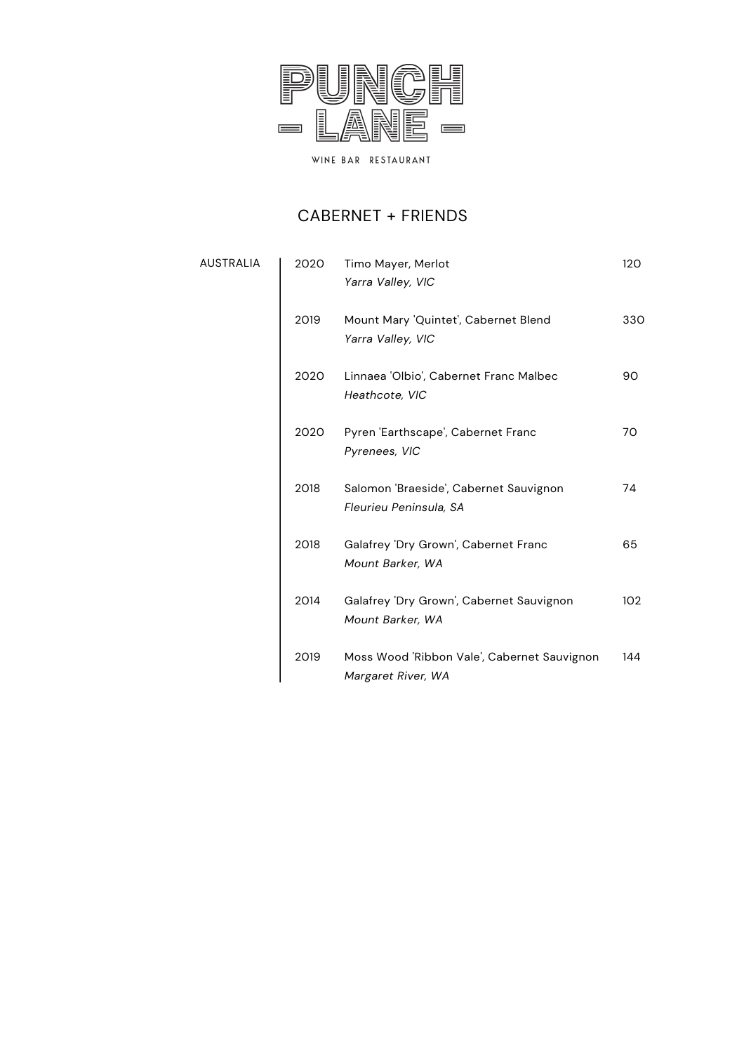# PUNCH - LANE -

WINE BAR RESTAURANT

## CABERNET + FRIENDS

AUSTRALIA

| Year | Wine | Price |
| --- | --- | --- |
| 2020 | Timo Mayer, Merlot<br>*Yarra Valley, VIC* | 120 |
| 2019 | Mount Mary 'Quintet', Cabernet Blend<br>*Yarra Valley, VIC* | 330 |
| 2020 | Linnaea 'Olbio', Cabernet Franc Malbec<br>*Heathcote, VIC* | 90 |
| 2020 | Pyren 'Earthscape', Cabernet Franc<br>*Pyrenees, VIC* | 70 |
| 2018 | Salomon 'Braeside', Cabernet Sauvignon<br>*Fleurieu Peninsula, SA* | 74 |
| 2018 | Galafrey 'Dry Grown', Cabernet Franc<br>*Mount Barker, WA* | 65 |
| 2014 | Galafrey 'Dry Grown', Cabernet Sauvignon<br>*Mount Barker, WA* | 102 |
| 2019 | Moss Wood 'Ribbon Vale', Cabernet Sauvignon<br>*Margaret River, WA* | 144 |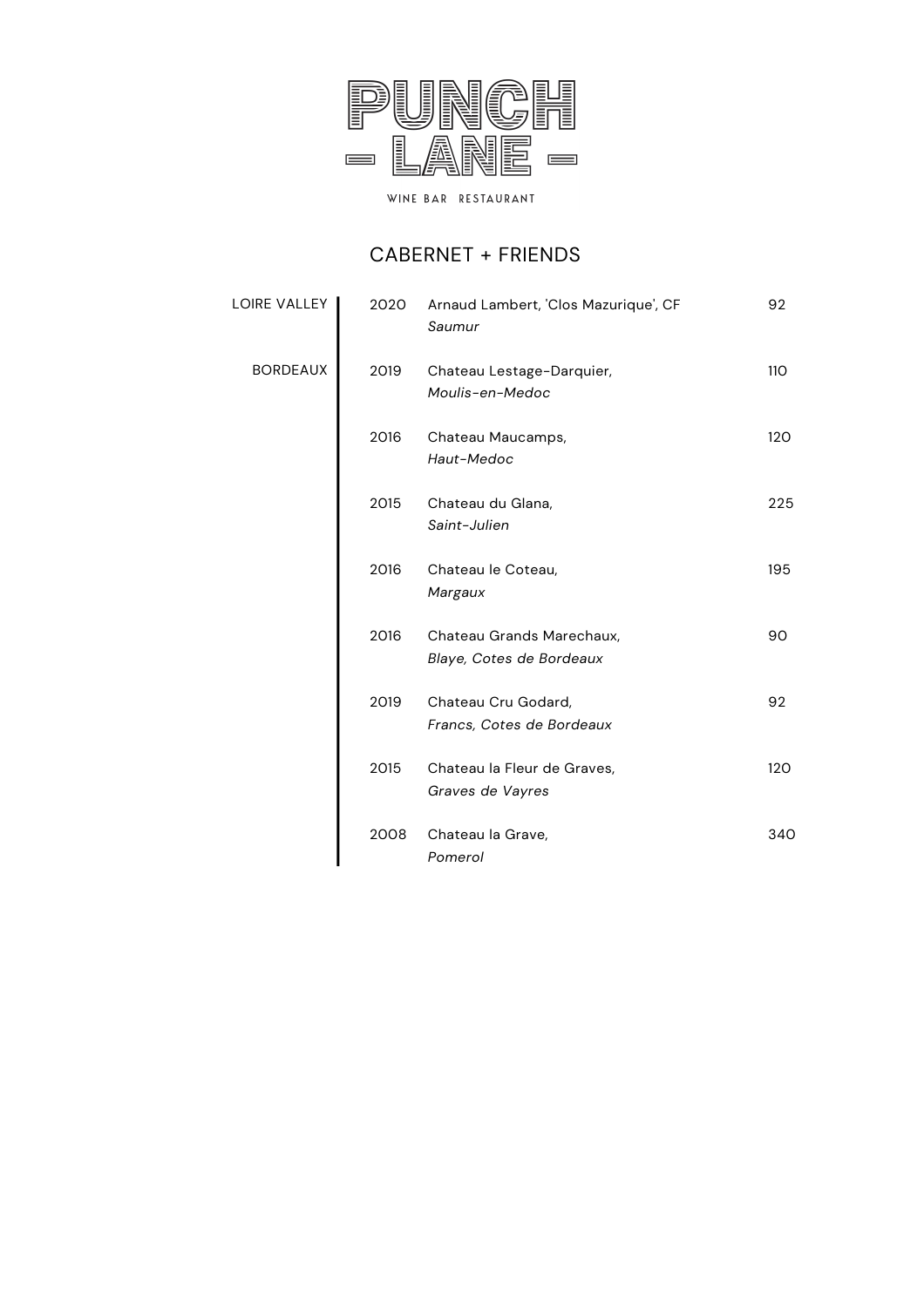# PUNCH - LANE -

WINE BAR RESTAURANT

## CABERNET + FRIENDS

| Region | Vintage | Wine | Price |
|---|---|---|---|
| LOIRE VALLEY | 2020 | Arnaud Lambert, 'Clos Mazurique', CF<br>*Saumur* | 92 |
| BORDEAUX | 2019 | Chateau Lestage-Darquier,<br>*Moulis-en-Medoc* | 110 |
| | 2016 | Chateau Maucamps,<br>*Haut-Medoc* | 120 |
| | 2015 | Chateau du Glana,<br>*Saint-Julien* | 225 |
| | 2016 | Chateau le Coteau,<br>*Margaux* | 195 |
| | 2016 | Chateau Grands Marechaux,<br>*Blaye, Cotes de Bordeaux* | 90 |
| | 2019 | Chateau Cru Godard,<br>*Francs, Cotes de Bordeaux* | 92 |
| | 2015 | Chateau la Fleur de Graves,<br>*Graves de Vayres* | 120 |
| | 2008 | Chateau la Grave,<br>*Pomerol* | 340 |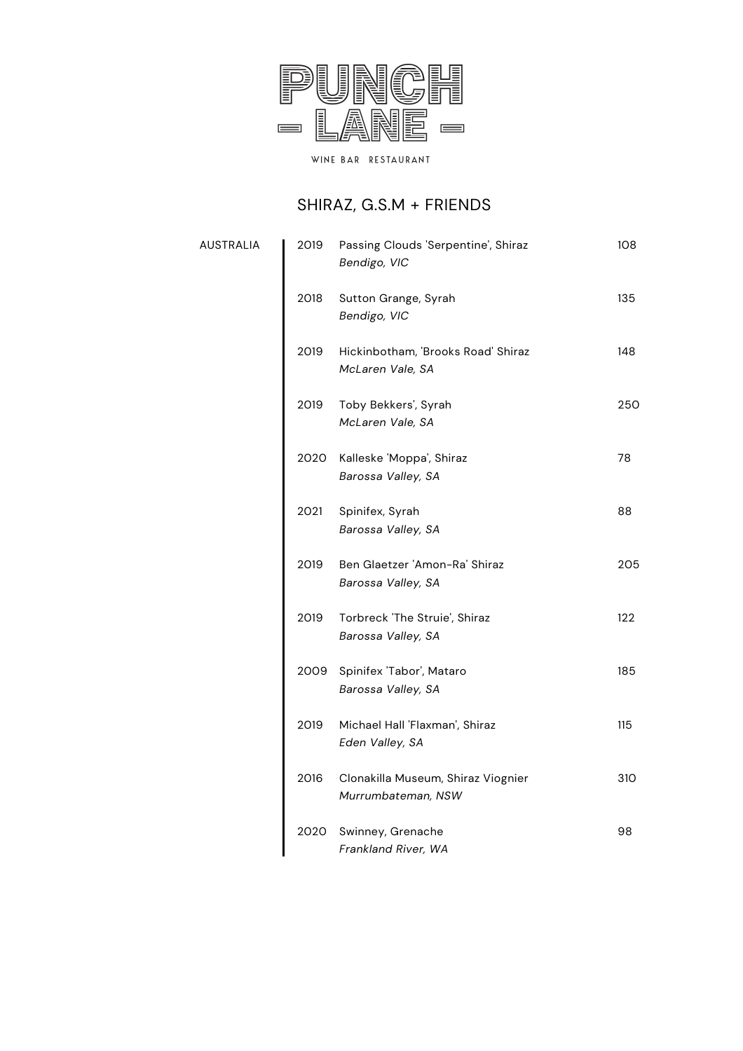# PUNCH - LANE -

WINE BAR RESTAURANT

## SHIRAZ, G.S.M + FRIENDS

| | | | |
|---|---|---|---|
| AUSTRALIA | 2019 | Passing Clouds 'Serpentine', Shiraz<br>*Bendigo, VIC* | 108 |
| | 2018 | Sutton Grange, Syrah<br>*Bendigo, VIC* | 135 |
| | 2019 | Hickinbotham, 'Brooks Road' Shiraz<br>*McLaren Vale, SA* | 148 |
| | 2019 | Toby Bekkers', Syrah<br>*McLaren Vale, SA* | 250 |
| | 2020 | Kalleske 'Moppa', Shiraz<br>*Barossa Valley, SA* | 78 |
| | 2021 | Spinifex, Syrah<br>*Barossa Valley, SA* | 88 |
| | 2019 | Ben Glaetzer 'Amon-Ra' Shiraz<br>*Barossa Valley, SA* | 205 |
| | 2019 | Torbreck 'The Struie', Shiraz<br>*Barossa Valley, SA* | 122 |
| | 2009 | Spinifex 'Tabor', Mataro<br>*Barossa Valley, SA* | 185 |
| | 2019 | Michael Hall 'Flaxman', Shiraz<br>*Eden Valley, SA* | 115 |
| | 2016 | Clonakilla Museum, Shiraz Viognier<br>*Murrumbateman, NSW* | 310 |
| | 2020 | Swinney, Grenache<br>*Frankland River, WA* | 98 |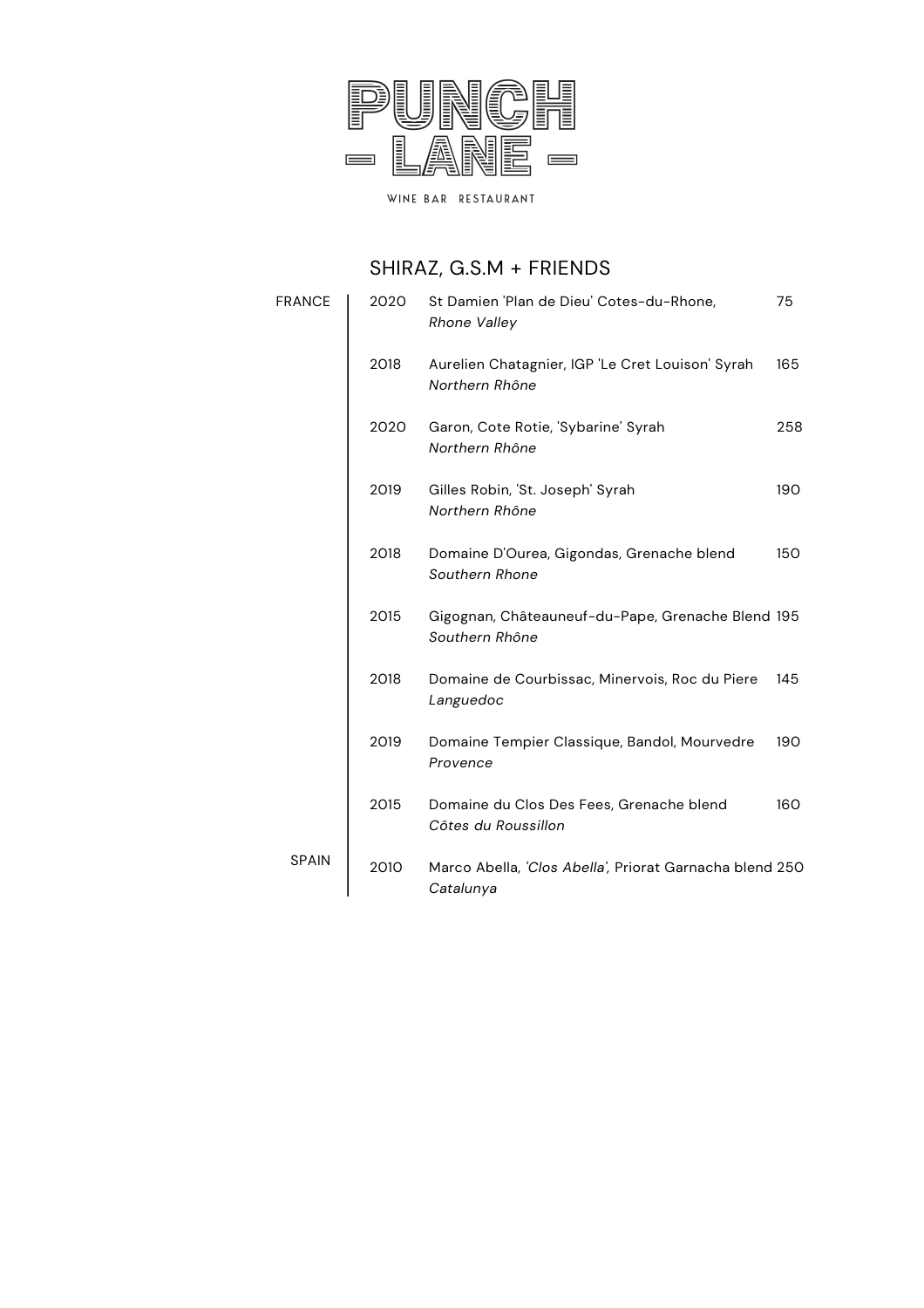# PUNCH - LANE -

WINE BAR RESTAURANT

## SHIRAZ, G.S.M + FRIENDS

| | | | |
|---|---|---|---|
| FRANCE | 2020 | St Damien 'Plan de Dieu' Cotes-du-Rhone, *Rhone Valley* | 75 |
| | 2018 | Aurelien Chatagnier, IGP 'Le Cret Louison' Syrah *Northern Rhône* | 165 |
| | 2020 | Garon, Cote Rotie, 'Sybarine' Syrah *Northern Rhône* | 258 |
| | 2019 | Gilles Robin, 'St. Joseph' Syrah *Northern Rhône* | 190 |
| | 2018 | Domaine D'Ourea, Gigondas, Grenache blend *Southern Rhone* | 150 |
| | 2015 | Gigognan, Châteauneuf-du-Pape, Grenache Blend *Southern Rhône* | 195 |
| | 2018 | Domaine de Courbissac, Minervois, Roc du Piere *Languedoc* | 145 |
| | 2019 | Domaine Tempier Classique, Bandol, Mourvedre *Provence* | 190 |
| | 2015 | Domaine du Clos Des Fees, Grenache blend *Côtes du Roussillon* | 160 |
| SPAIN | 2010 | Marco Abella, *'Clos Abella'*, Priorat Garnacha blend *Catalunya* | 250 |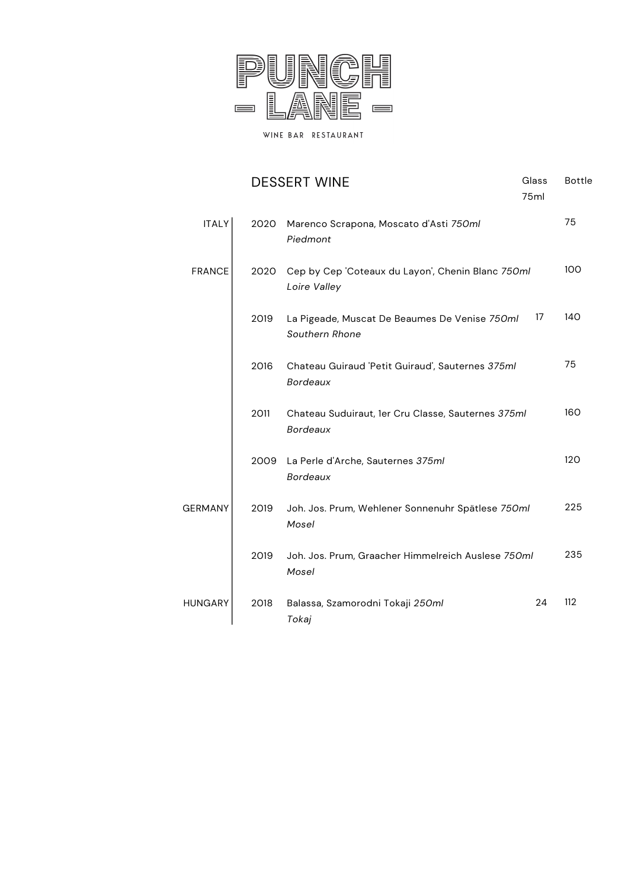# PUNCH - LANE -

WINE BAR RESTAURANT

## DESSERT WINE

| | | | Glass 75ml | Bottle |
|---|---|---|---|---|
| ITALY | 2020 | Marenco Scrapona, Moscato d'Asti *750ml* *Piedmont* | | 75 |
| FRANCE | 2020 | Cep by Cep 'Coteaux du Layon', Chenin Blanc *750ml* *Loire Valley* | | 100 |
| | 2019 | La Pigeade, Muscat De Beaumes De Venise *750ml* *Southern Rhone* | 17 | 140 |
| | 2016 | Chateau Guiraud 'Petit Guiraud', Sauternes *375ml* *Bordeaux* | | 75 |
| | 2011 | Chateau Suduiraut, 1er Cru Classe, Sauternes *375ml* *Bordeaux* | | 160 |
| | 2009 | La Perle d'Arche, Sauternes *375ml* *Bordeaux* | | 120 |
| GERMANY | 2019 | Joh. Jos. Prum, Wehlener Sonnenuhr Spätlese *750ml* *Mosel* | | 225 |
| | 2019 | Joh. Jos. Prum, Graacher Himmelreich Auslese *750ml* *Mosel* | | 235 |
| HUNGARY | 2018 | Balassa, Szamorodni Tokaji *250ml* *Tokaj* | 24 | 112 |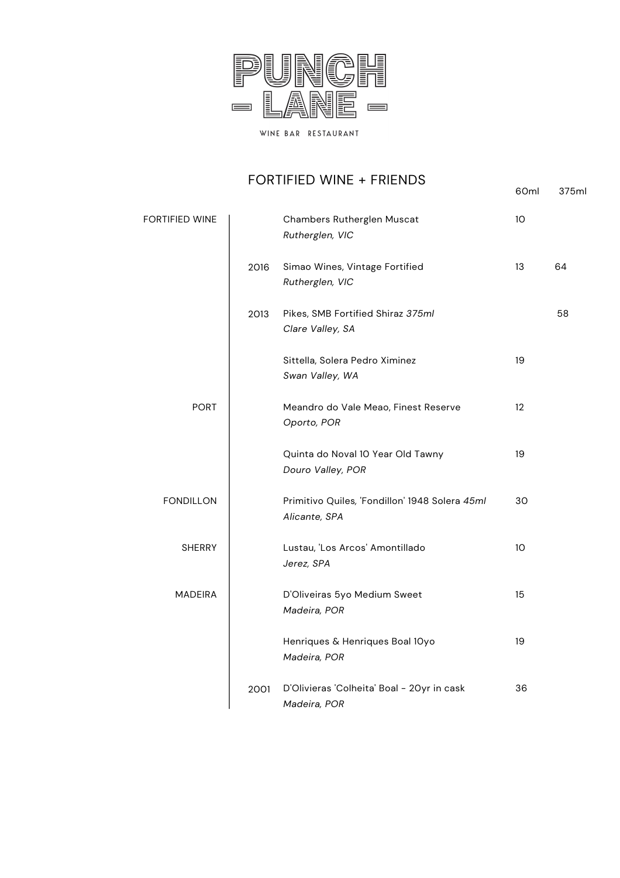# PUNCH - LANE -

WINE BAR RESTAURANT

## FORTIFIED WINE + FRIENDS

| | | | 60ml | 375ml |
|---|---|---|---|---|
| FORTIFIED WINE | | Chambers Rutherglen Muscat<br>*Rutherglen, VIC* | 10 | |
| | 2016 | Simao Wines, Vintage Fortified<br>*Rutherglen, VIC* | 13 | 64 |
| | 2013 | Pikes, SMB Fortified Shiraz *375ml*<br>*Clare Valley, SA* | | 58 |
| | | Sittella, Solera Pedro Ximinez<br>*Swan Valley, WA* | 19 | |
| PORT | | Meandro do Vale Meao, Finest Reserve<br>*Oporto, POR* | 12 | |
| | | Quinta do Noval 10 Year Old Tawny<br>*Douro Valley, POR* | 19 | |
| FONDILLON | | Primitivo Quiles, 'Fondillon' 1948 Solera *45ml*<br>*Alicante, SPA* | 30 | |
| SHERRY | | Lustau, 'Los Arcos' Amontillado<br>*Jerez, SPA* | 10 | |
| MADEIRA | | D'Oliveiras 5yo Medium Sweet<br>*Madeira, POR* | 15 | |
| | | Henriques & Henriques Boal 10yo<br>*Madeira, POR* | 19 | |
| | 2001 | D'Olivieras 'Colheita' Boal - 20yr in cask<br>*Madeira, POR* | 36 | |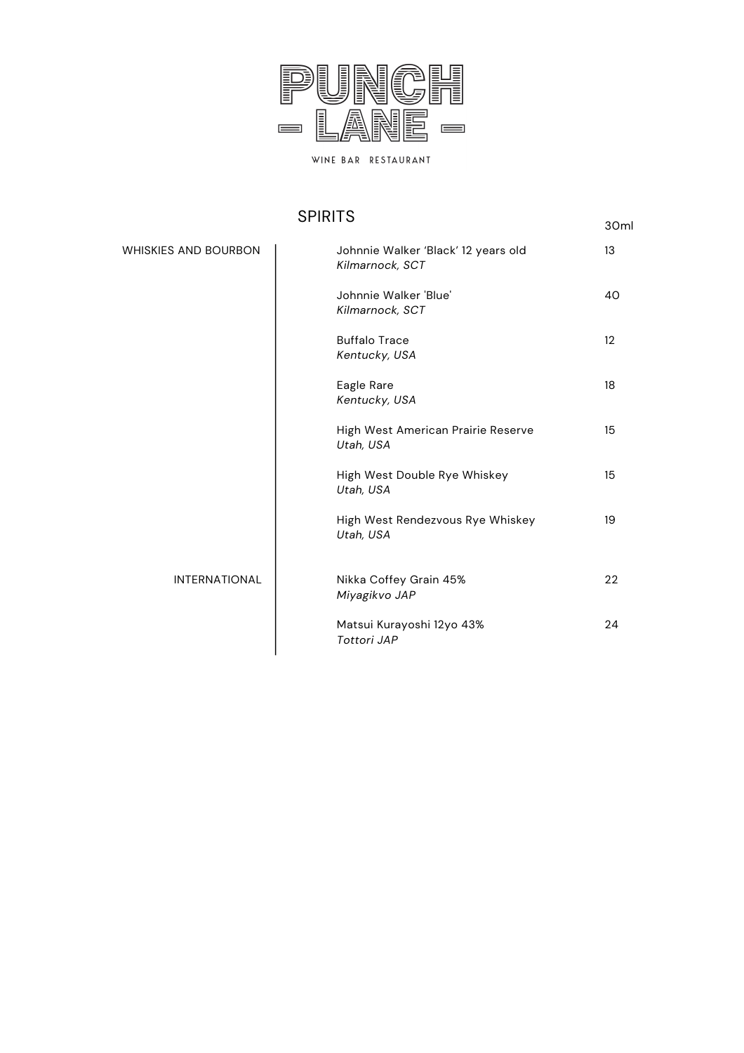# PUNCH - LANE -

WINE BAR RESTAURANT

## SPIRITS

| | | 30ml |
|---|---|---|
| WHISKIES AND BOURBON | Johnnie Walker 'Black' 12 years old<br>*Kilmarnock, SCT* | 13 |
| | Johnnie Walker 'Blue'<br>*Kilmarnock, SCT* | 40 |
| | Buffalo Trace<br>*Kentucky, USA* | 12 |
| | Eagle Rare<br>*Kentucky, USA* | 18 |
| | High West American Prairie Reserve<br>*Utah, USA* | 15 |
| | High West Double Rye Whiskey<br>*Utah, USA* | 15 |
| | High West Rendezvous Rye Whiskey<br>*Utah, USA* | 19 |
| INTERNATIONAL | Nikka Coffey Grain 45%<br>*Miyagikvo JAP* | 22 |
| | Matsui Kurayoshi 12yo 43%<br>*Tottori JAP* | 24 |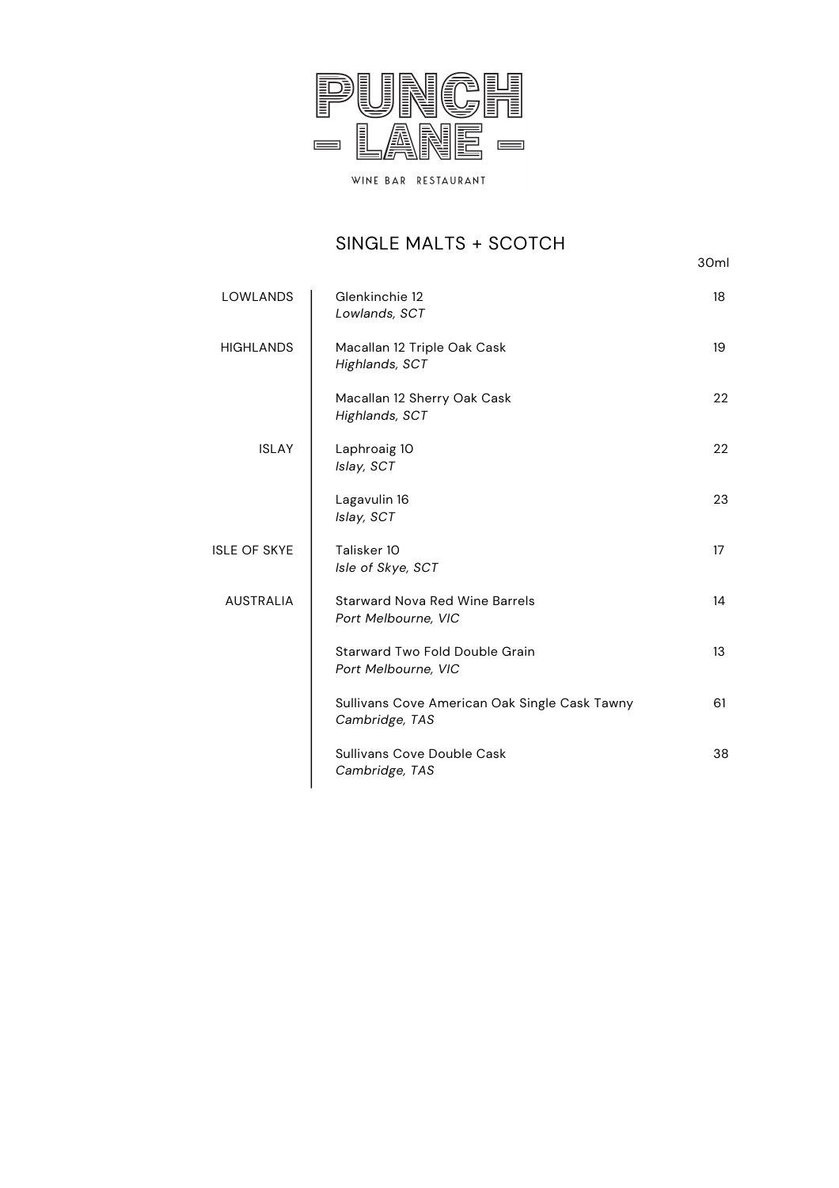# PUNCH - LANE -

WINE BAR RESTAURANT

## SINGLE MALTS + SCOTCH

| Region | Whisky | 30ml |
| --- | --- | --- |
| LOWLANDS | Glenkinchie 12<br>*Lowlands, SCT* | 18 |
| HIGHLANDS | Macallan 12 Triple Oak Cask<br>*Highlands, SCT* | 19 |
| | Macallan 12 Sherry Oak Cask<br>*Highlands, SCT* | 22 |
| ISLAY | Laphroaig 10<br>*Islay, SCT* | 22 |
| | Lagavulin 16<br>*Islay, SCT* | 23 |
| ISLE OF SKYE | Talisker 10<br>*Isle of Skye, SCT* | 17 |
| AUSTRALIA | Starward Nova Red Wine Barrels<br>*Port Melbourne, VIC* | 14 |
| | Starward Two Fold Double Grain<br>*Port Melbourne, VIC* | 13 |
| | Sullivans Cove American Oak Single Cask Tawny<br>*Cambridge, TAS* | 61 |
| | Sullivans Cove Double Cask<br>*Cambridge, TAS* | 38 |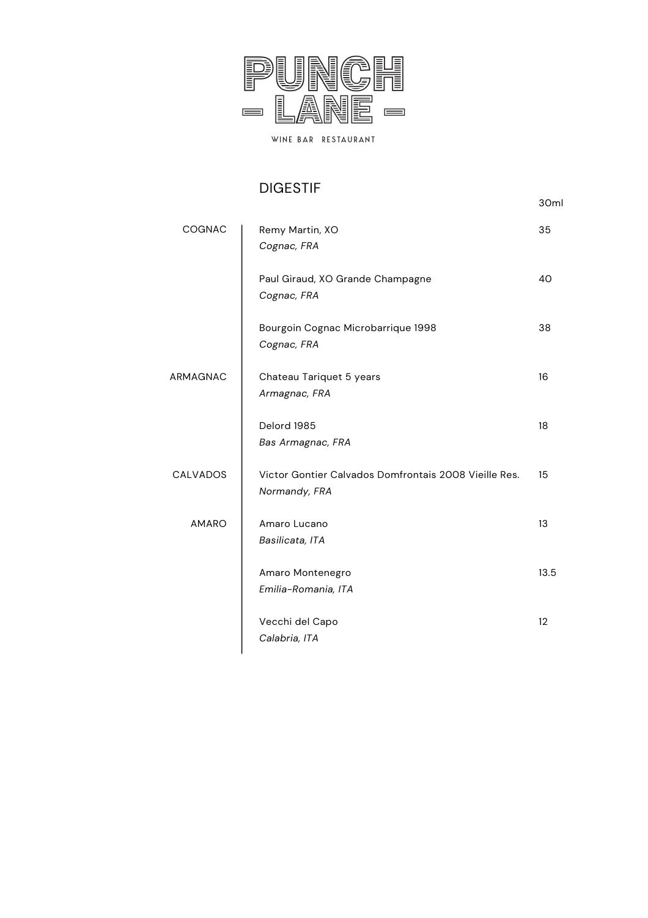# PUNCH - LANE -

WINE BAR RESTAURANT

## DIGESTIF

| | | 30ml |
|---|---|---|
| COGNAC | Remy Martin, XO<br>*Cognac, FRA* | 35 |
| | Paul Giraud, XO Grande Champagne<br>*Cognac, FRA* | 40 |
| | Bourgoin Cognac Microbarrique 1998<br>*Cognac, FRA* | 38 |
| ARMAGNAC | Chateau Tariquet 5 years<br>*Armagnac, FRA* | 16 |
| | Delord 1985<br>*Bas Armagnac, FRA* | 18 |
| CALVADOS | Victor Gontier Calvados Domfrontais 2008 Vieille Res.<br>*Normandy, FRA* | 15 |
| AMARO | Amaro Lucano<br>*Basilicata, ITA* | 13 |
| | Amaro Montenegro<br>*Emilia-Romania, ITA* | 13.5 |
| | Vecchi del Capo<br>*Calabria, ITA* | 12 |